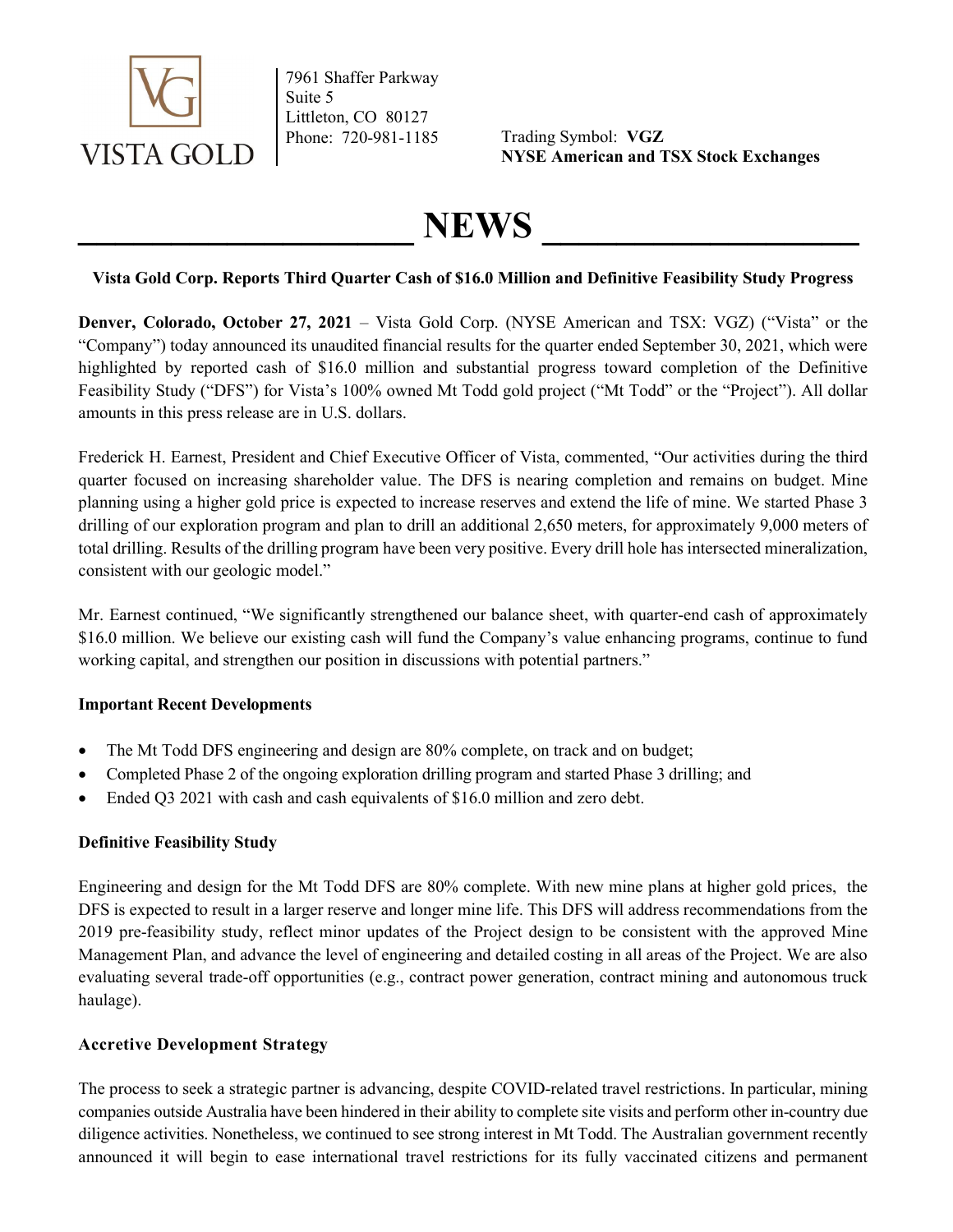VISTA GOLD

7961 Shaffer Parkway
Suite 5
Littleton, CO 80127
Phone: 720-981-1185

Trading Symbol: **VGZ**
**NYSE American and TSX Stock Exchanges**

# NEWS

**Vista Gold Corp. Reports Third Quarter Cash of $16.0 Million and Definitive Feasibility Study Progress**

**Denver, Colorado, October 27, 2021** – Vista Gold Corp. (NYSE American and TSX: VGZ) ("Vista" or the "Company") today announced its unaudited financial results for the quarter ended September 30, 2021, which were highlighted by reported cash of $16.0 million and substantial progress toward completion of the Definitive Feasibility Study ("DFS") for Vista's 100% owned Mt Todd gold project ("Mt Todd" or the "Project"). All dollar amounts in this press release are in U.S. dollars.

Frederick H. Earnest, President and Chief Executive Officer of Vista, commented, "Our activities during the third quarter focused on increasing shareholder value. The DFS is nearing completion and remains on budget. Mine planning using a higher gold price is expected to increase reserves and extend the life of mine. We started Phase 3 drilling of our exploration program and plan to drill an additional 2,650 meters, for approximately 9,000 meters of total drilling. Results of the drilling program have been very positive. Every drill hole has intersected mineralization, consistent with our geologic model."

Mr. Earnest continued, "We significantly strengthened our balance sheet, with quarter-end cash of approximately $16.0 million. We believe our existing cash will fund the Company's value enhancing programs, continue to fund working capital, and strengthen our position in discussions with potential partners."

**Important Recent Developments**

- The Mt Todd DFS engineering and design are 80% complete, on track and on budget;
- Completed Phase 2 of the ongoing exploration drilling program and started Phase 3 drilling; and
- Ended Q3 2021 with cash and cash equivalents of $16.0 million and zero debt.

**Definitive Feasibility Study**

Engineering and design for the Mt Todd DFS are 80% complete. With new mine plans at higher gold prices, the DFS is expected to result in a larger reserve and longer mine life. This DFS will address recommendations from the 2019 pre-feasibility study, reflect minor updates of the Project design to be consistent with the approved Mine Management Plan, and advance the level of engineering and detailed costing in all areas of the Project. We are also evaluating several trade-off opportunities (e.g., contract power generation, contract mining and autonomous truck haulage).

**Accretive Development Strategy**

The process to seek a strategic partner is advancing, despite COVID-related travel restrictions. In particular, mining companies outside Australia have been hindered in their ability to complete site visits and perform other in-country due diligence activities. Nonetheless, we continued to see strong interest in Mt Todd. The Australian government recently announced it will begin to ease international travel restrictions for its fully vaccinated citizens and permanent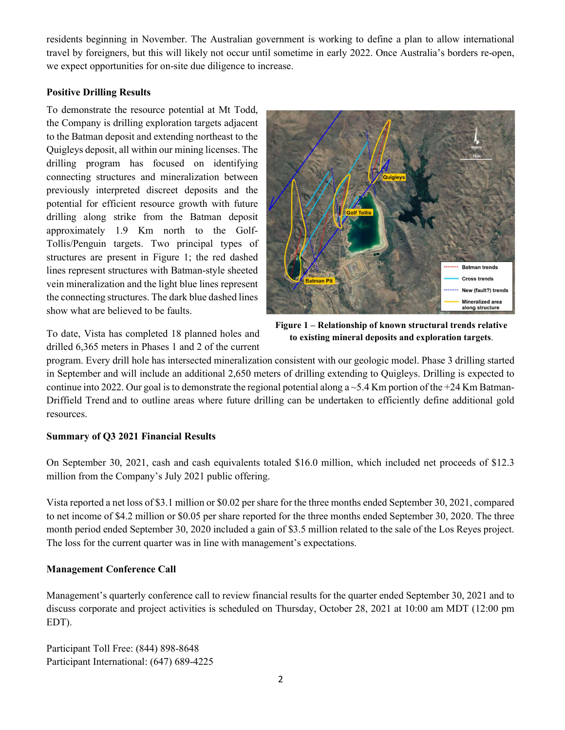residents beginning in November. The Australian government is working to define a plan to allow international travel by foreigners, but this will likely not occur until sometime in early 2022. Once Australia's borders re-open, we expect opportunities for on-site due diligence to increase.

**Positive Drilling Results**

To demonstrate the resource potential at Mt Todd, the Company is drilling exploration targets adjacent to the Batman deposit and extending northeast to the Quigleys deposit, all within our mining licenses. The drilling program has focused on identifying connecting structures and mineralization between previously interpreted discreet deposits and the potential for efficient resource growth with future drilling along strike from the Batman deposit approximately 1.9 Km north to the Golf-Tollis/Penguin targets. Two principal types of structures are present in Figure 1; the red dashed lines represent structures with Batman-style sheeted vein mineralization and the light blue lines represent the connecting structures. The dark blue dashed lines show what are believed to be faults.

**Figure 1 – Relationship of known structural trends relative to existing mineral deposits and exploration targets**.

To date, Vista has completed 18 planned holes and drilled 6,365 meters in Phases 1 and 2 of the current program. Every drill hole has intersected mineralization consistent with our geologic model. Phase 3 drilling started in September and will include an additional 2,650 meters of drilling extending to Quigleys. Drilling is expected to continue into 2022. Our goal is to demonstrate the regional potential along a ~5.4 Km portion of the +24 Km Batman-Driffield Trend and to outline areas where future drilling can be undertaken to efficiently define additional gold resources.

**Summary of Q3 2021 Financial Results**

On September 30, 2021, cash and cash equivalents totaled $16.0 million, which included net proceeds of $12.3 million from the Company's July 2021 public offering.

Vista reported a net loss of $3.1 million or $0.02 per share for the three months ended September 30, 2021, compared to net income of $4.2 million or $0.05 per share reported for the three months ended September 30, 2020. The three month period ended September 30, 2020 included a gain of $3.5 million related to the sale of the Los Reyes project. The loss for the current quarter was in line with management's expectations.

**Management Conference Call**

Management's quarterly conference call to review financial results for the quarter ended September 30, 2021 and to discuss corporate and project activities is scheduled on Thursday, October 28, 2021 at 10:00 am MDT (12:00 pm EDT).

Participant Toll Free: (844) 898-8648
Participant International: (647) 689-4225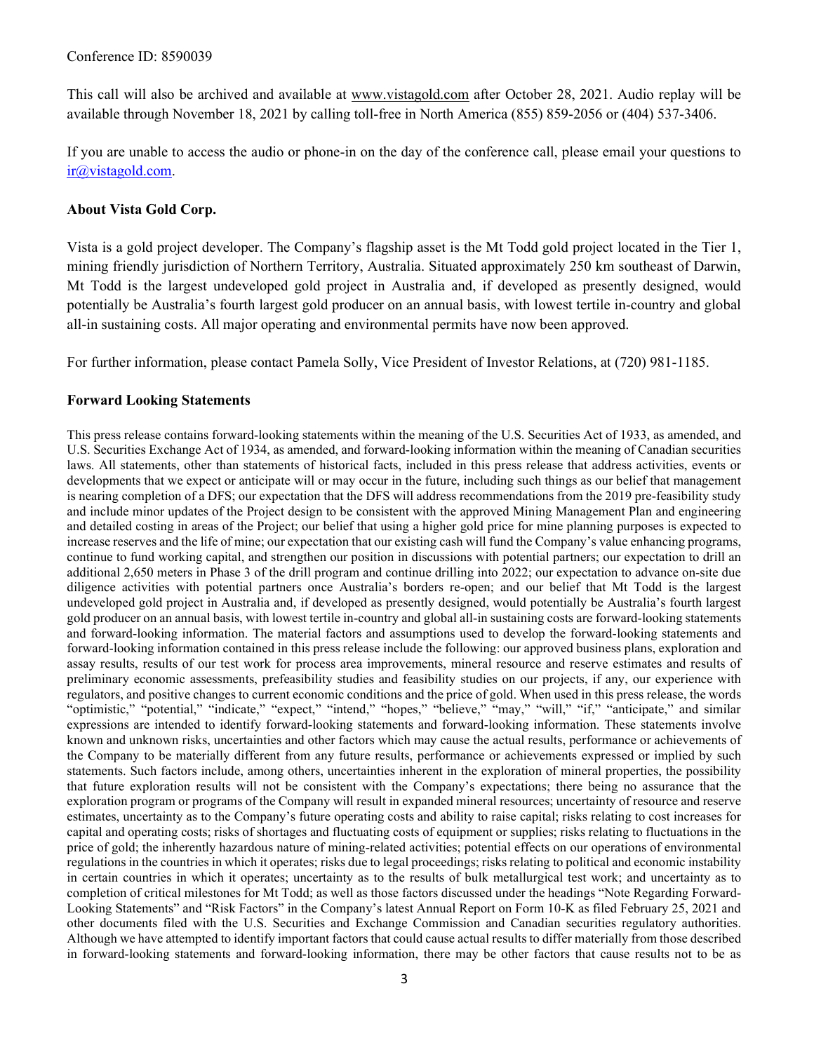Conference ID: 8590039

This call will also be archived and available at www.vistagold.com after October 28, 2021. Audio replay will be available through November 18, 2021 by calling toll-free in North America (855) 859-2056 or (404) 537-3406.

If you are unable to access the audio or phone-in on the day of the conference call, please email your questions to ir@vistagold.com.

**About Vista Gold Corp.**

Vista is a gold project developer. The Company's flagship asset is the Mt Todd gold project located in the Tier 1, mining friendly jurisdiction of Northern Territory, Australia. Situated approximately 250 km southeast of Darwin, Mt Todd is the largest undeveloped gold project in Australia and, if developed as presently designed, would potentially be Australia's fourth largest gold producer on an annual basis, with lowest tertile in-country and global all-in sustaining costs. All major operating and environmental permits have now been approved.

For further information, please contact Pamela Solly, Vice President of Investor Relations, at (720) 981-1185.

**Forward Looking Statements**

This press release contains forward-looking statements within the meaning of the U.S. Securities Act of 1933, as amended, and U.S. Securities Exchange Act of 1934, as amended, and forward-looking information within the meaning of Canadian securities laws. All statements, other than statements of historical facts, included in this press release that address activities, events or developments that we expect or anticipate will or may occur in the future, including such things as our belief that management is nearing completion of a DFS; our expectation that the DFS will address recommendations from the 2019 pre-feasibility study and include minor updates of the Project design to be consistent with the approved Mining Management Plan and engineering and detailed costing in areas of the Project; our belief that using a higher gold price for mine planning purposes is expected to increase reserves and the life of mine; our expectation that our existing cash will fund the Company's value enhancing programs, continue to fund working capital, and strengthen our position in discussions with potential partners; our expectation to drill an additional 2,650 meters in Phase 3 of the drill program and continue drilling into 2022; our expectation to advance on-site due diligence activities with potential partners once Australia's borders re-open; and our belief that Mt Todd is the largest undeveloped gold project in Australia and, if developed as presently designed, would potentially be Australia's fourth largest gold producer on an annual basis, with lowest tertile in-country and global all-in sustaining costs are forward-looking statements and forward-looking information. The material factors and assumptions used to develop the forward-looking statements and forward-looking information contained in this press release include the following: our approved business plans, exploration and assay results, results of our test work for process area improvements, mineral resource and reserve estimates and results of preliminary economic assessments, prefeasibility studies and feasibility studies on our projects, if any, our experience with regulators, and positive changes to current economic conditions and the price of gold. When used in this press release, the words "optimistic," "potential," "indicate," "expect," "intend," "hopes," "believe," "may," "will," "if," "anticipate," and similar expressions are intended to identify forward-looking statements and forward-looking information. These statements involve known and unknown risks, uncertainties and other factors which may cause the actual results, performance or achievements of the Company to be materially different from any future results, performance or achievements expressed or implied by such statements. Such factors include, among others, uncertainties inherent in the exploration of mineral properties, the possibility that future exploration results will not be consistent with the Company's expectations; there being no assurance that the exploration program or programs of the Company will result in expanded mineral resources; uncertainty of resource and reserve estimates, uncertainty as to the Company's future operating costs and ability to raise capital; risks relating to cost increases for capital and operating costs; risks of shortages and fluctuating costs of equipment or supplies; risks relating to fluctuations in the price of gold; the inherently hazardous nature of mining-related activities; potential effects on our operations of environmental regulations in the countries in which it operates; risks due to legal proceedings; risks relating to political and economic instability in certain countries in which it operates; uncertainty as to the results of bulk metallurgical test work; and uncertainty as to completion of critical milestones for Mt Todd; as well as those factors discussed under the headings "Note Regarding Forward-Looking Statements" and "Risk Factors" in the Company's latest Annual Report on Form 10-K as filed February 25, 2021 and other documents filed with the U.S. Securities and Exchange Commission and Canadian securities regulatory authorities. Although we have attempted to identify important factors that could cause actual results to differ materially from those described in forward-looking statements and forward-looking information, there may be other factors that cause results not to be as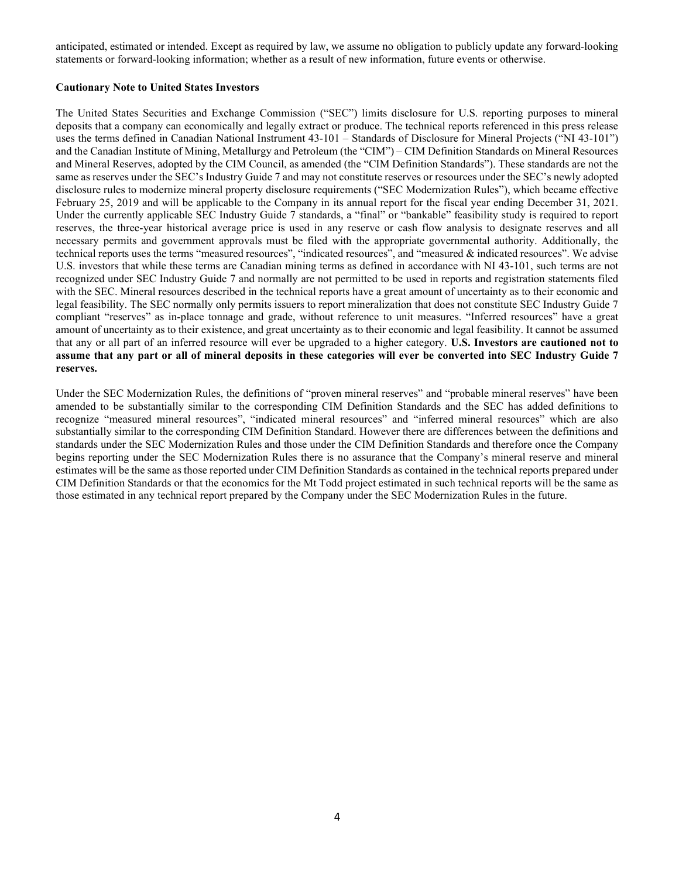anticipated, estimated or intended. Except as required by law, we assume no obligation to publicly update any forward-looking statements or forward-looking information; whether as a result of new information, future events or otherwise.

**Cautionary Note to United States Investors**

The United States Securities and Exchange Commission ("SEC") limits disclosure for U.S. reporting purposes to mineral deposits that a company can economically and legally extract or produce. The technical reports referenced in this press release uses the terms defined in Canadian National Instrument 43-101 – Standards of Disclosure for Mineral Projects ("NI 43-101") and the Canadian Institute of Mining, Metallurgy and Petroleum (the "CIM") – CIM Definition Standards on Mineral Resources and Mineral Reserves, adopted by the CIM Council, as amended (the "CIM Definition Standards"). These standards are not the same as reserves under the SEC's Industry Guide 7 and may not constitute reserves or resources under the SEC's newly adopted disclosure rules to modernize mineral property disclosure requirements ("SEC Modernization Rules"), which became effective February 25, 2019 and will be applicable to the Company in its annual report for the fiscal year ending December 31, 2021. Under the currently applicable SEC Industry Guide 7 standards, a "final" or "bankable" feasibility study is required to report reserves, the three-year historical average price is used in any reserve or cash flow analysis to designate reserves and all necessary permits and government approvals must be filed with the appropriate governmental authority. Additionally, the technical reports uses the terms "measured resources", "indicated resources", and "measured & indicated resources". We advise U.S. investors that while these terms are Canadian mining terms as defined in accordance with NI 43-101, such terms are not recognized under SEC Industry Guide 7 and normally are not permitted to be used in reports and registration statements filed with the SEC. Mineral resources described in the technical reports have a great amount of uncertainty as to their economic and legal feasibility. The SEC normally only permits issuers to report mineralization that does not constitute SEC Industry Guide 7 compliant "reserves" as in-place tonnage and grade, without reference to unit measures. "Inferred resources" have a great amount of uncertainty as to their existence, and great uncertainty as to their economic and legal feasibility. It cannot be assumed that any or all part of an inferred resource will ever be upgraded to a higher category. **U.S. Investors are cautioned not to assume that any part or all of mineral deposits in these categories will ever be converted into SEC Industry Guide 7 reserves.**

Under the SEC Modernization Rules, the definitions of "proven mineral reserves" and "probable mineral reserves" have been amended to be substantially similar to the corresponding CIM Definition Standards and the SEC has added definitions to recognize "measured mineral resources", "indicated mineral resources" and "inferred mineral resources" which are also substantially similar to the corresponding CIM Definition Standard. However there are differences between the definitions and standards under the SEC Modernization Rules and those under the CIM Definition Standards and therefore once the Company begins reporting under the SEC Modernization Rules there is no assurance that the Company's mineral reserve and mineral estimates will be the same as those reported under CIM Definition Standards as contained in the technical reports prepared under CIM Definition Standards or that the economics for the Mt Todd project estimated in such technical reports will be the same as those estimated in any technical report prepared by the Company under the SEC Modernization Rules in the future.